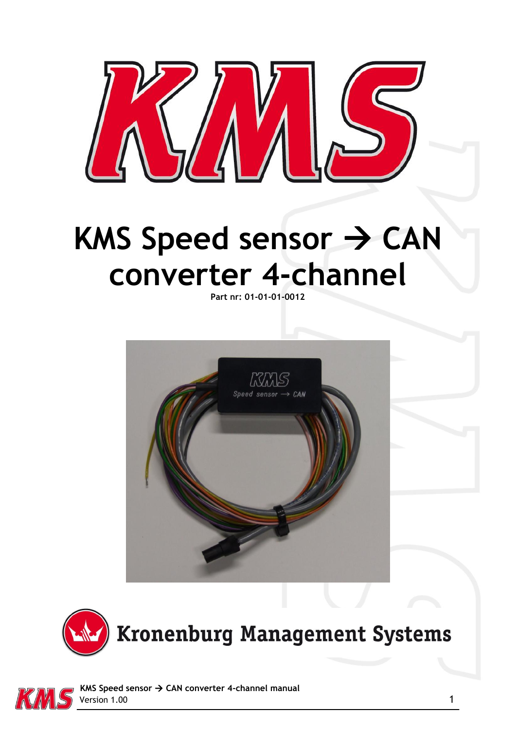# KMS Speed sensor → CAN converter 4-channel

**Part nr: 01-01-01-0012**

Kronenburg Management Systems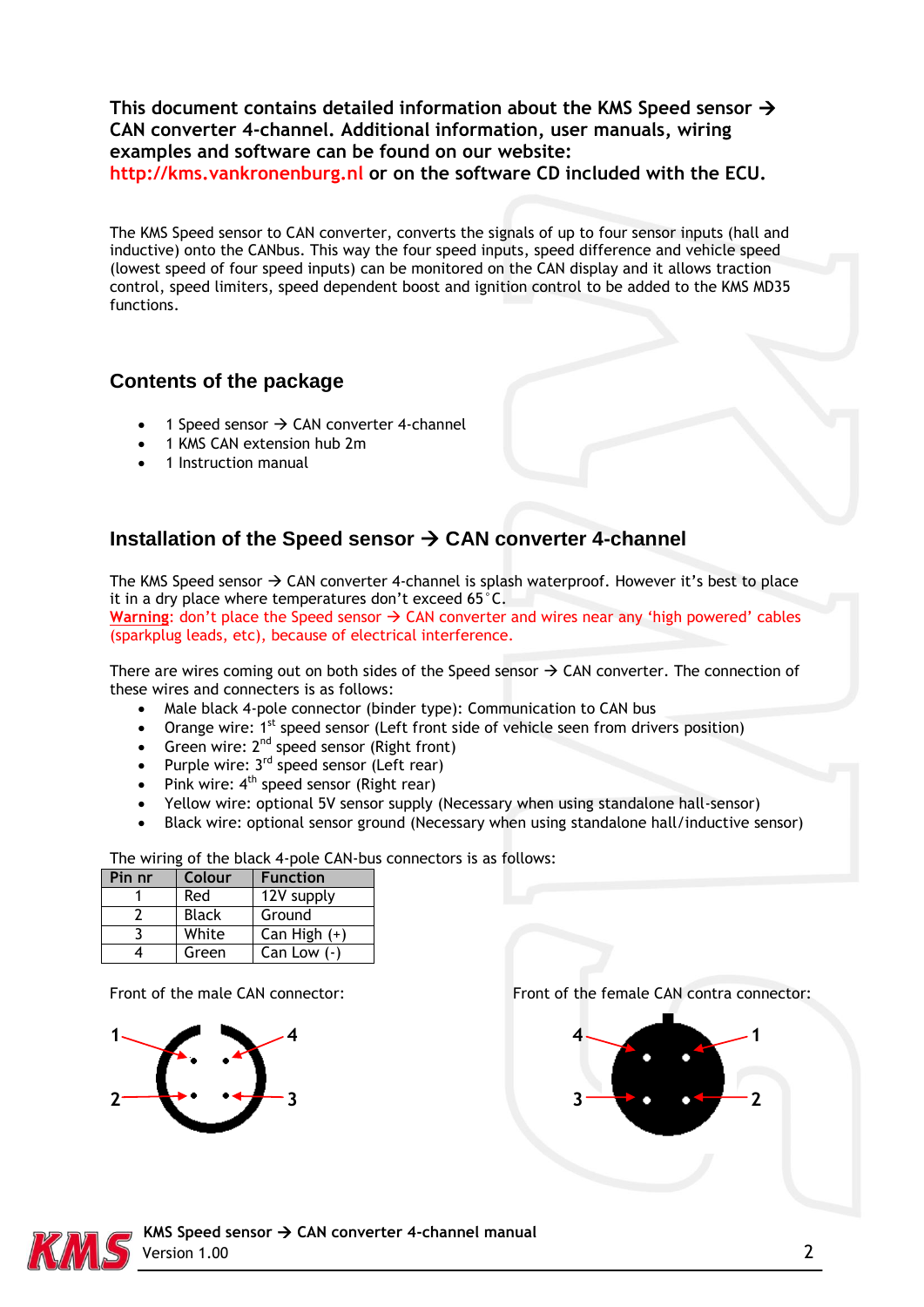**This document contains detailed information about the KMS Speed sensor → CAN converter 4-channel. Additional information, user manuals, wiring examples and software can be found on our website: http://kms.vankronenburg.nl or on the software CD included with the ECU.**

The KMS Speed sensor to CAN converter, converts the signals of up to four sensor inputs (hall and inductive) onto the CANbus. This way the four speed inputs, speed difference and vehicle speed (lowest speed of four speed inputs) can be monitored on the CAN display and it allows traction control, speed limiters, speed dependent boost and ignition control to be added to the KMS MD35 functions.

## Contents of the package

- 1 Speed sensor → CAN converter 4-channel
- 1 KMS CAN extension hub 2m
- 1 Instruction manual

## Installation of the Speed sensor → CAN converter 4-channel

The KMS Speed sensor → CAN converter 4-channel is splash waterproof. However it's best to place it in a dry place where temperatures don't exceed 65°C.
Warning: don't place the Speed sensor → CAN converter and wires near any 'high powered' cables (sparkplug leads, etc), because of electrical interference.

There are wires coming out on both sides of the Speed sensor → CAN converter. The connection of these wires and connecters is as follows:

- Male black 4-pole connector (binder type): Communication to CAN bus
- Orange wire: 1st speed sensor (Left front side of vehicle seen from drivers position)
- Green wire: 2nd speed sensor (Right front)
- Purple wire: 3rd speed sensor (Left rear)
- Pink wire: 4th speed sensor (Right rear)
- Yellow wire: optional 5V sensor supply (Necessary when using standalone hall-sensor)
- Black wire: optional sensor ground (Necessary when using standalone hall/inductive sensor)

The wiring of the black 4-pole CAN-bus connectors is as follows:

| Pin nr | Colour | Function |
|---|---|---|
| 1 | Red | 12V supply |
| 2 | Black | Ground |
| 3 | White | Can High (+) |
| 4 | Green | Can Low (-) |

Front of the male CAN connector:

Front of the female CAN contra connector: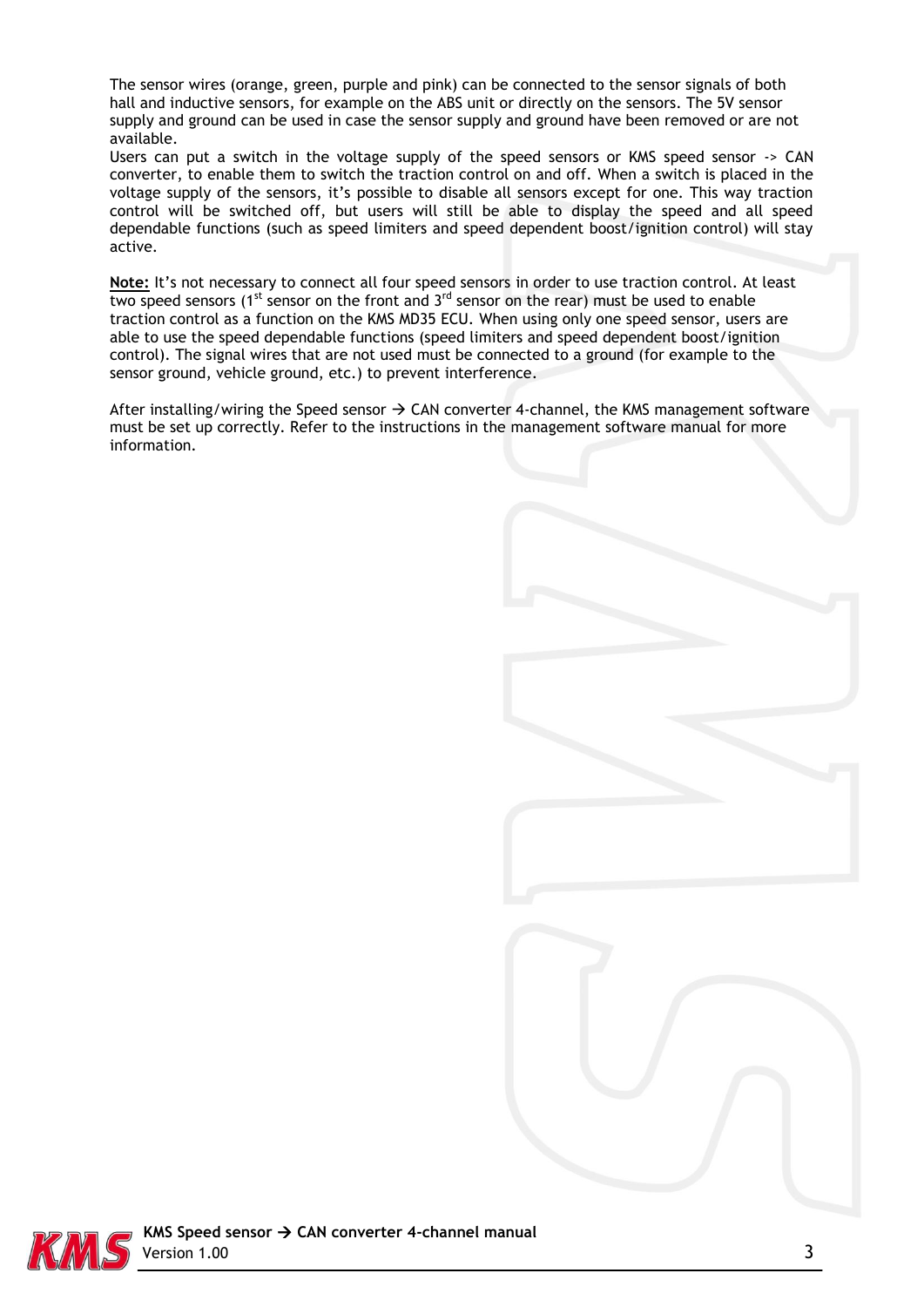The sensor wires (orange, green, purple and pink) can be connected to the sensor signals of both hall and inductive sensors, for example on the ABS unit or directly on the sensors. The 5V sensor supply and ground can be used in case the sensor supply and ground have been removed or are not available.
Users can put a switch in the voltage supply of the speed sensors or KMS speed sensor -> CAN converter, to enable them to switch the traction control on and off. When a switch is placed in the voltage supply of the sensors, it's possible to disable all sensors except for one. This way traction control will be switched off, but users will still be able to display the speed and all speed dependable functions (such as speed limiters and speed dependent boost/ignition control) will stay active.

**Note:** It's not necessary to connect all four speed sensors in order to use traction control. At least two speed sensors (1st sensor on the front and 3rd sensor on the rear) must be used to enable traction control as a function on the KMS MD35 ECU. When using only one speed sensor, users are able to use the speed dependable functions (speed limiters and speed dependent boost/ignition control). The signal wires that are not used must be connected to a ground (for example to the sensor ground, vehicle ground, etc.) to prevent interference.

After installing/wiring the Speed sensor → CAN converter 4-channel, the KMS management software must be set up correctly. Refer to the instructions in the management software manual for more information.